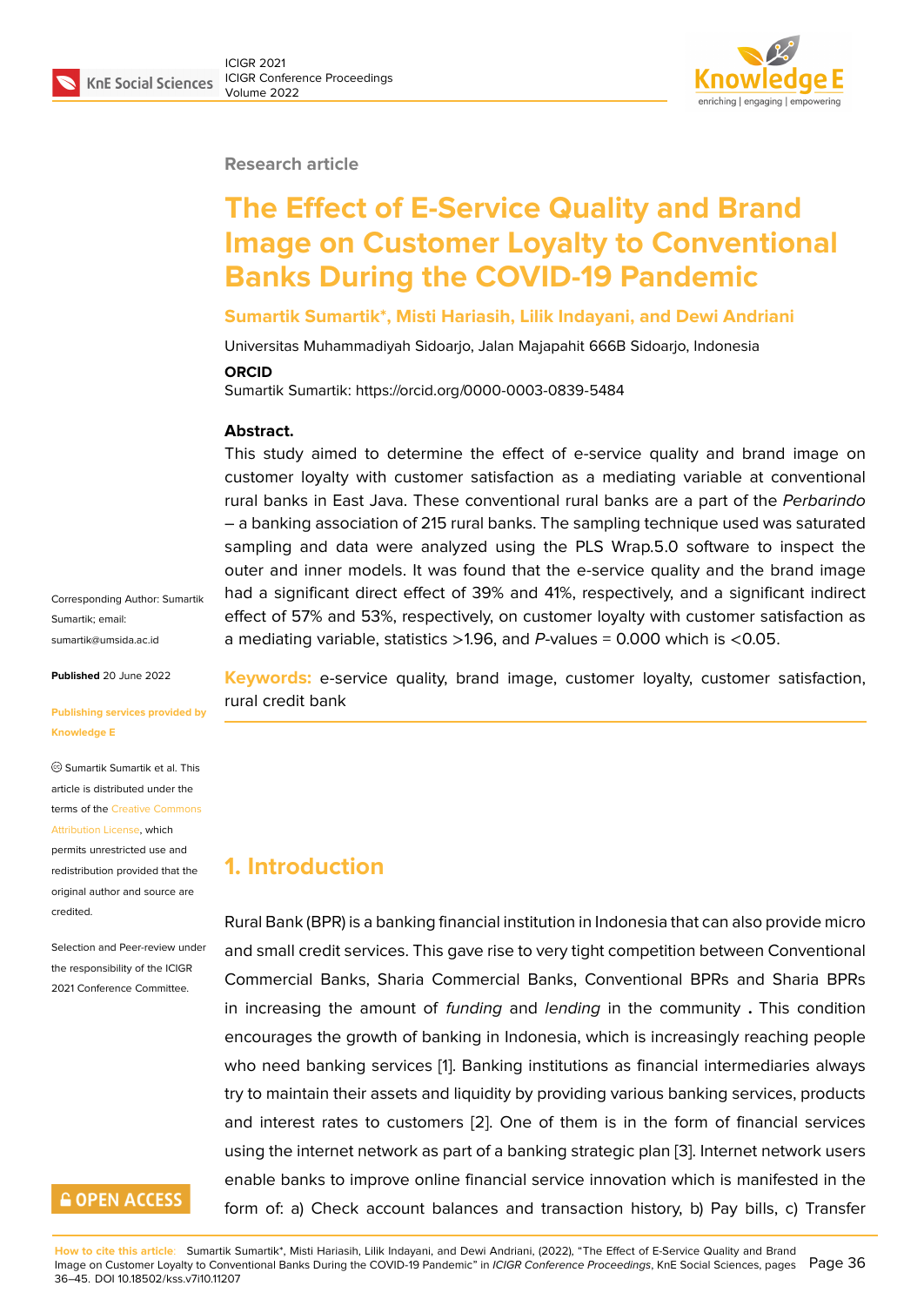Research article

# The Effect of E-Service Quality and Brand Image on Customer Loyalty to Conventional Banks During the COVID-19 Pandemic

**Sumartik Sumartik*, Misti Hariasih, Lilik Indayani, and Dewi Andriani**

Universitas Muhammadiyah Sidoarjo, Jalan Majapahit 666B Sidoarjo, Indonesia

**ORCID**

Sumartik Sumartik: https://orcid.org/0000-0003-0839-5484

**Abstract.**

This study aimed to determine the effect of e-service quality and brand image on customer loyalty with customer satisfaction as a mediating variable at conventional rural banks in East Java. These conventional rural banks are a part of the *Perbarindo* – a banking association of 215 rural banks. The sampling technique used was saturated sampling and data were analyzed using the PLS Wrap.5.0 software to inspect the outer and inner models. It was found that the e-service quality and the brand image had a significant direct effect of 39% and 41%, respectively, and a significant indirect effect of 57% and 53%, respectively, on customer loyalty with customer satisfaction as a mediating variable, statistics >1.96, and *P*-values = 0.000 which is <0.05.

**Keywords:** e-service quality, brand image, customer loyalty, customer satisfaction, rural credit bank

Corresponding Author: Sumartik Sumartik; email: sumartik@umsida.ac.id

**Published** 20 June 2022

**Publishing services provided by Knowledge E**

© Sumartik Sumartik et al. This article is distributed under the terms of the Creative Commons Attribution License, which permits unrestricted use and redistribution provided that the original author and source are credited.

Selection and Peer-review under the responsibility of the ICIGR 2021 Conference Committee.

## 1. Introduction

Rural Bank (BPR) is a banking financial institution in Indonesia that can also provide micro and small credit services. This gave rise to very tight competition between Conventional Commercial Banks, Sharia Commercial Banks, Conventional BPRs and Sharia BPRs in increasing the amount of *funding* and *lending* in the community . This condition encourages the growth of banking in Indonesia, which is increasingly reaching people who need banking services [1]. Banking institutions as financial intermediaries always try to maintain their assets and liquidity by providing various banking services, products and interest rates to customers [2]. One of them is in the form of financial services using the internet network as part of a banking strategic plan [3]. Internet network users enable banks to improve online financial service innovation which is manifested in the form of: a) Check account balances and transaction history, b) Pay bills, c) Transfer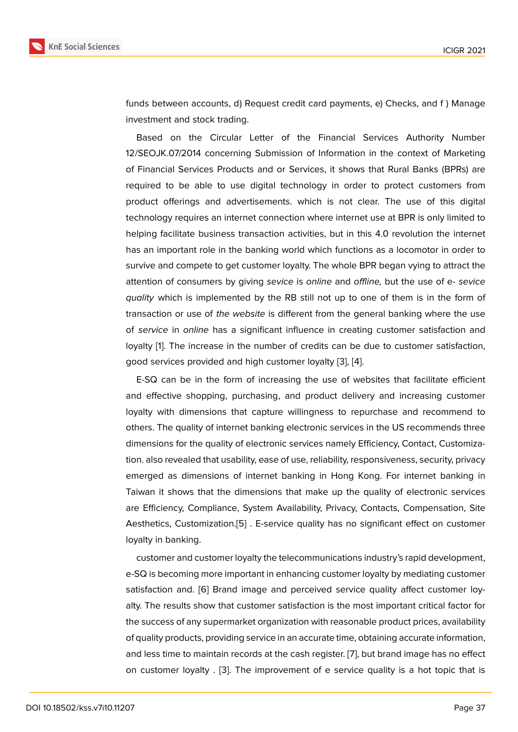funds between accounts, d) Request credit card payments, e) Checks, and f ) Manage investment and stock trading.

Based on the Circular Letter of the Financial Services Authority Number 12/SEOJK.07/2014 concerning Submission of Information in the context of Marketing of Financial Services Products and or Services, it shows that Rural Banks (BPRs) are required to be able to use digital technology in order to protect customers from product offerings and advertisements. which is not clear. The use of this digital technology requires an internet connection where internet use at BPR is only limited to helping facilitate business transaction activities, but in this 4.0 revolution the internet has an important role in the banking world which functions as a locomotor in order to survive and compete to get customer loyalty. The whole BPR began vying to attract the attention of consumers by giving *sevice* is *online* and *offline,* but the use of e- *sevice quality* which is implemented by the RB still not up to one of them is in the form of transaction or use of *the website* is different from the general banking where the use of *service* in *online* has a significant influence in creating customer satisfaction and loyalty [1]. The increase in the number of credits can be due to customer satisfaction, good services provided and high customer loyalty [3], [4].

E-SQ can be in the form of increasing the use of websites that facilitate efficient and effective shopping, purchasing, and product delivery and increasing customer loyalty with dimensions that capture willingness to repurchase and recommend to others. The quality of internet banking electronic services in the US recommends three dimensions for the quality of electronic services namely Efficiency, Contact, Customization. also revealed that usability, ease of use, reliability, responsiveness, security, privacy emerged as dimensions of internet banking in Hong Kong. For internet banking in Taiwan it shows that the dimensions that make up the quality of electronic services are Efficiency, Compliance, System Availability, Privacy, Contacts, Compensation, Site Aesthetics, Customization.[5] . E-service quality has no significant effect on customer loyalty in banking.

customer and customer loyalty the telecommunications industry's rapid development, e-SQ is becoming more important in enhancing customer loyalty by mediating customer satisfaction and. [6] Brand image and perceived service quality affect customer loyalty. The results show that customer satisfaction is the most important critical factor for the success of any supermarket organization with reasonable product prices, availability of quality products, providing service in an accurate time, obtaining accurate information, and less time to maintain records at the cash register. [7], but brand image has no effect on customer loyalty . [3]. The improvement of e service quality is a hot topic that is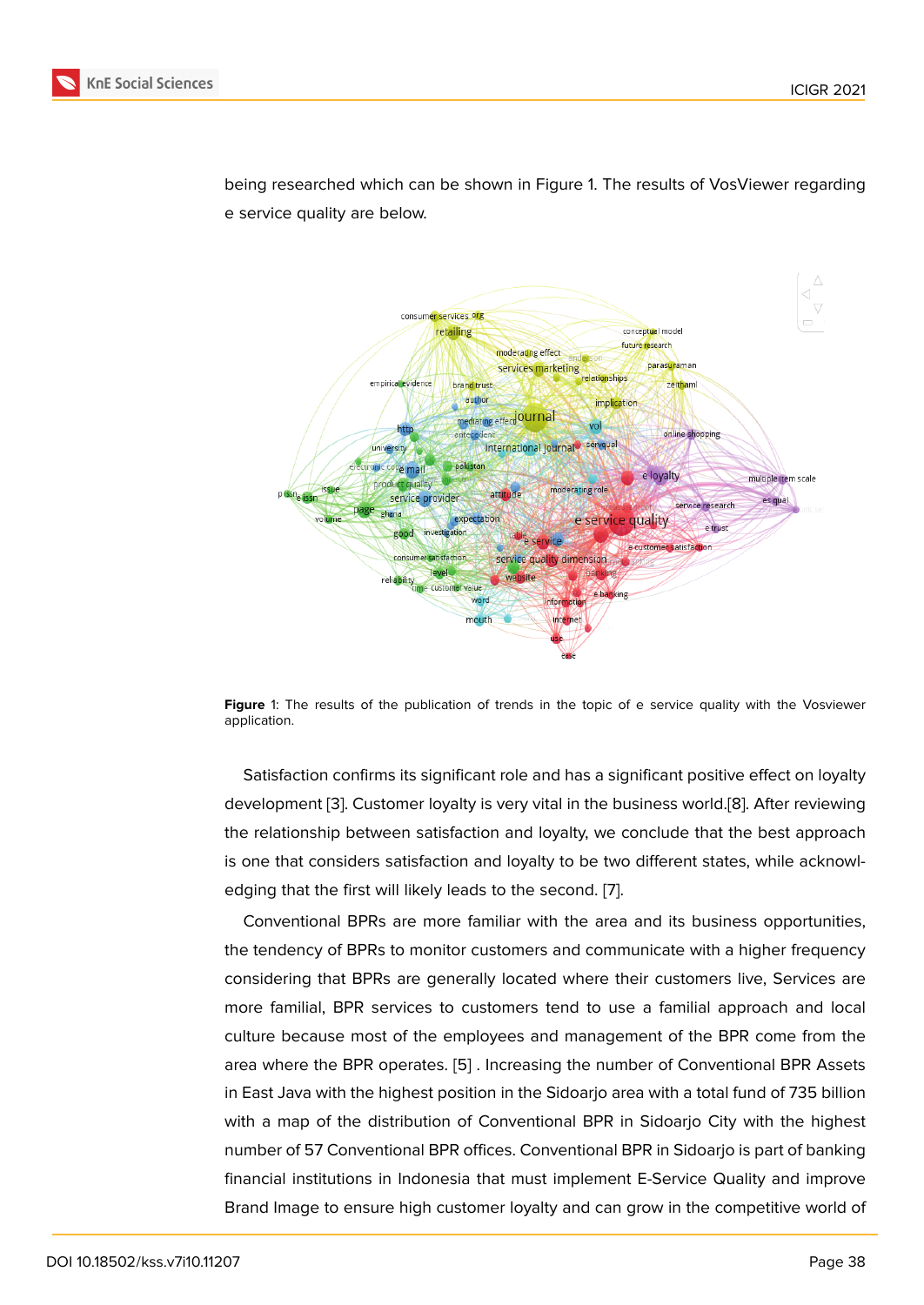being researched which can be shown in Figure 1. The results of VosViewer regarding e service quality are below.

**Figure** 1: The results of the publication of trends in the topic of e service quality with the Vosviewer application.

Satisfaction confirms its significant role and has a significant positive effect on loyalty development [3]. Customer loyalty is very vital in the business world.[8]. After reviewing the relationship between satisfaction and loyalty, we conclude that the best approach is one that considers satisfaction and loyalty to be two different states, while acknowledging that the first will likely leads to the second. [7].

Conventional BPRs are more familiar with the area and its business opportunities, the tendency of BPRs to monitor customers and communicate with a higher frequency considering that BPRs are generally located where their customers live, Services are more familial, BPR services to customers tend to use a familial approach and local culture because most of the employees and management of the BPR come from the area where the BPR operates. [5] . Increasing the number of Conventional BPR Assets in East Java with the highest position in the Sidoarjo area with a total fund of 735 billion with a map of the distribution of Conventional BPR in Sidoarjo City with the highest number of 57 Conventional BPR offices. Conventional BPR in Sidoarjo is part of banking financial institutions in Indonesia that must implement E-Service Quality and improve Brand Image to ensure high customer loyalty and can grow in the competitive world of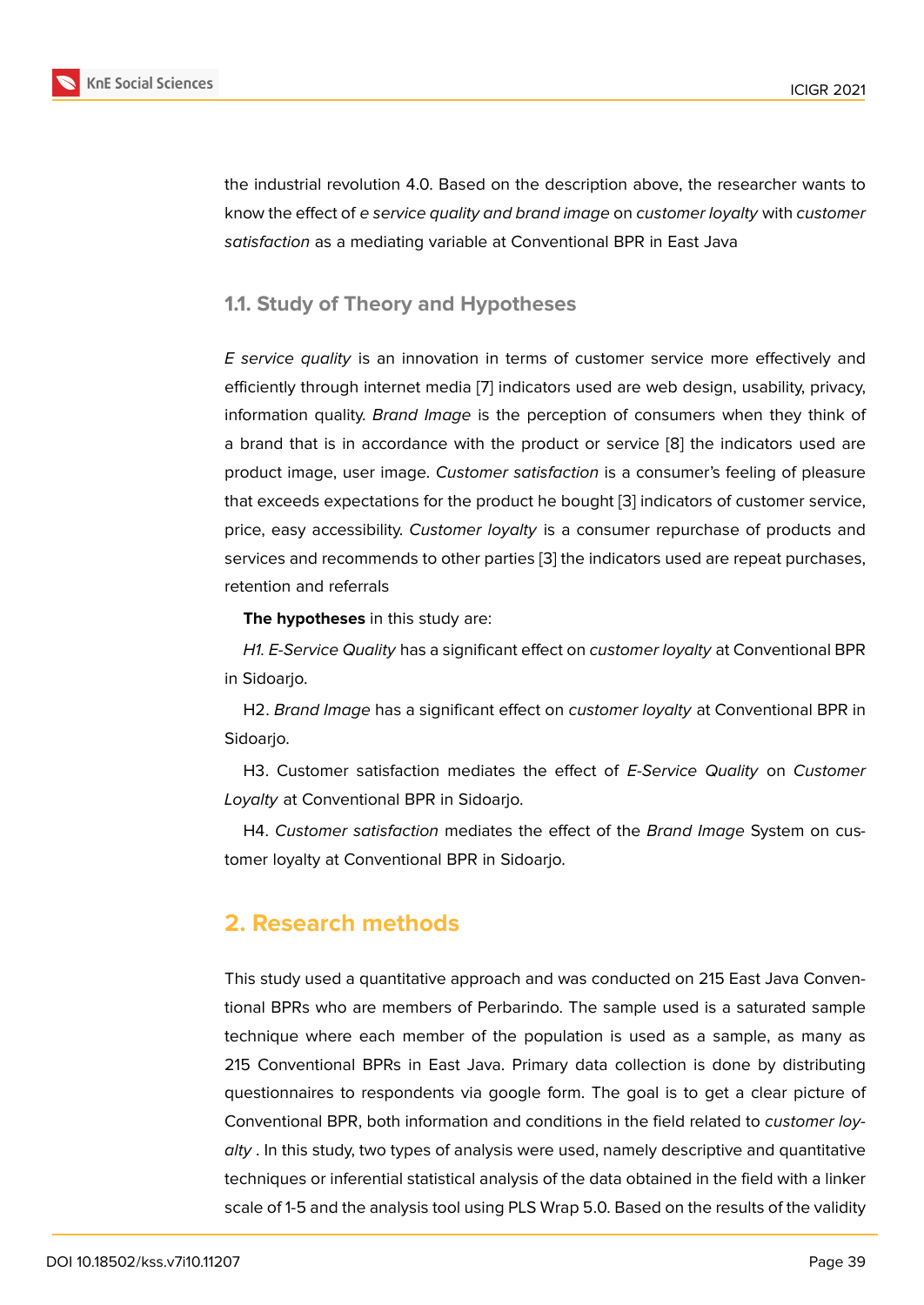the industrial revolution 4.0. Based on the description above, the researcher wants to know the effect of *e service quality and brand image* on *customer loyalty* with *customer satisfaction* as a mediating variable at Conventional BPR in East Java

### 1.1. Study of Theory and Hypotheses

*E service quality* is an innovation in terms of customer service more effectively and efficiently through internet media [7] indicators used are web design, usability, privacy, information quality. *Brand Image* is the perception of consumers when they think of a brand that is in accordance with the product or service [8] the indicators used are product image, user image. *Customer satisfaction* is a consumer's feeling of pleasure that exceeds expectations for the product he bought [3] indicators of customer service, price, easy accessibility. *Customer loyalty* is a consumer repurchase of products and services and recommends to other parties [3] the indicators used are repeat purchases, retention and referrals

**The hypotheses** in this study are:

*H1. E-Service Quality* has a significant effect on *customer loyalty* at Conventional BPR in Sidoarjo.

H2. *Brand Image* has a significant effect on *customer loyalty* at Conventional BPR in Sidoarjo.

H3. Customer satisfaction mediates the effect of *E-Service Quality* on *Customer Loyalty* at Conventional BPR in Sidoarjo.

H4. *Customer satisfaction* mediates the effect of the *Brand Image* System on customer loyalty at Conventional BPR in Sidoarjo.

## 2. Research methods

This study used a quantitative approach and was conducted on 215 East Java Conventional BPRs who are members of Perbarindo. The sample used is a saturated sample technique where each member of the population is used as a sample, as many as 215 Conventional BPRs in East Java. Primary data collection is done by distributing questionnaires to respondents via google form. The goal is to get a clear picture of Conventional BPR, both information and conditions in the field related to *customer loyalty* . In this study, two types of analysis were used, namely descriptive and quantitative techniques or inferential statistical analysis of the data obtained in the field with a linker scale of 1-5 and the analysis tool using PLS Wrap 5.0. Based on the results of the validity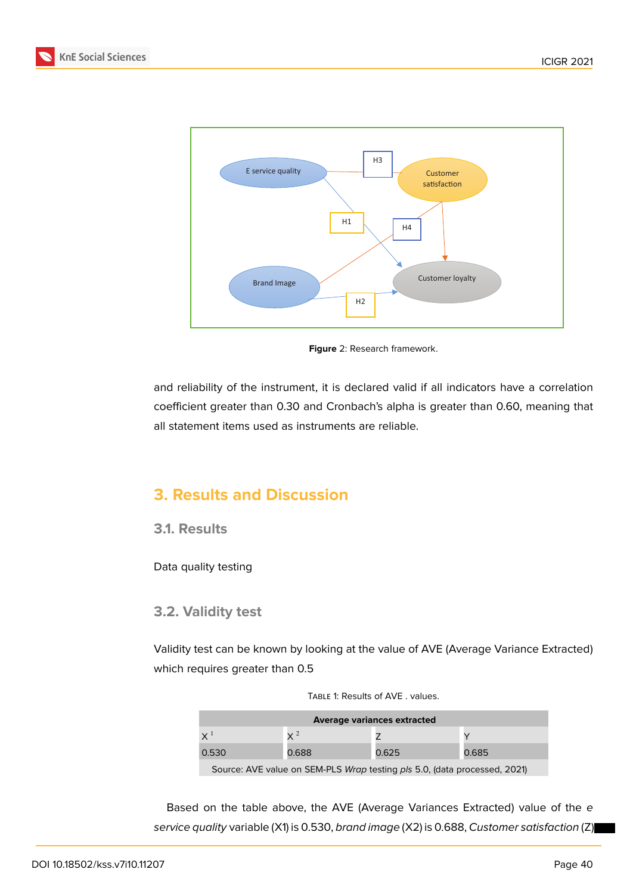Figure 2: Research framework.

and reliability of the instrument, it is declared valid if all indicators have a correlation coefficient greater than 0.30 and Cronbach's alpha is greater than 0.60, meaning that all statement items used as instruments are reliable.

# 3. Results and Discussion

## 3.1. Results

Data quality testing

## 3.2. Validity test

Validity test can be known by looking at the value of AVE (Average Variance Extracted) which requires greater than 0.5

Table 1: Results of AVE . values.

| Average variances extracted | | | |
|---|---|---|---|
| $X^1$ | $X^2$ | Z | Y |
| 0.530 | 0.688 | 0.625 | 0.685 |
| Source: AVE value on SEM-PLS *Wrap* testing *pls* 5.0, (data processed, 2021) | | | |

Based on the table above, the AVE (Average Variances Extracted) value of the *e service quality* variable (X1) is 0.530, *brand image* (X2) is 0.688, *Customer satisfaction* (Z)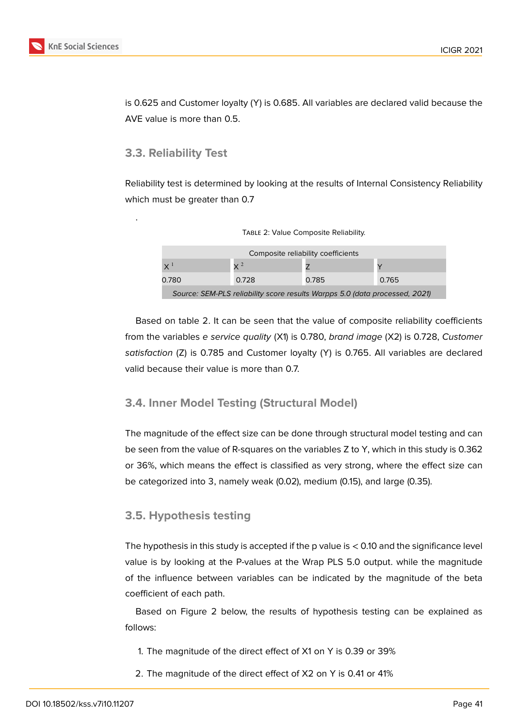is 0.625 and Customer loyalty (Y) is 0.685. All variables are declared valid because the AVE value is more than 0.5.

## 3.3. Reliability Test

Reliability test is determined by looking at the results of Internal Consistency Reliability which must be greater than 0.7

.

Table 2: Value Composite Reliability.

| Composite reliability coefficients | | | |
|---|---|---|---|
| $X^1$ | $X^2$ | Z | Y |
| 0.780 | 0.728 | 0.785 | 0.765 |
| *Source: SEM-PLS reliability score results Warpps 5.0 (data processed, 2021)* | | | |

Based on table 2. It can be seen that the value of composite reliability coefficients from the variables *e service quality* (X1) is 0.780, *brand image* (X2) is 0.728, *Customer satisfaction* (Z) is 0.785 and Customer loyalty (Y) is 0.765. All variables are declared valid because their value is more than 0.7.

## 3.4. Inner Model Testing (Structural Model)

The magnitude of the effect size can be done through structural model testing and can be seen from the value of R-squares on the variables Z to Y, which in this study is 0.362 or 36%, which means the effect is classified as very strong, where the effect size can be categorized into 3, namely weak (0.02), medium (0.15), and large (0.35).

## 3.5. Hypothesis testing

The hypothesis in this study is accepted if the p value is $< 0.10$ and the significance level value is by looking at the P-values at the Wrap PLS 5.0 output. while the magnitude of the influence between variables can be indicated by the magnitude of the beta coefficient of each path.

Based on Figure 2 below, the results of hypothesis testing can be explained as follows:

1. The magnitude of the direct effect of X1 on Y is 0.39 or 39%

2. The magnitude of the direct effect of X2 on Y is 0.41 or 41%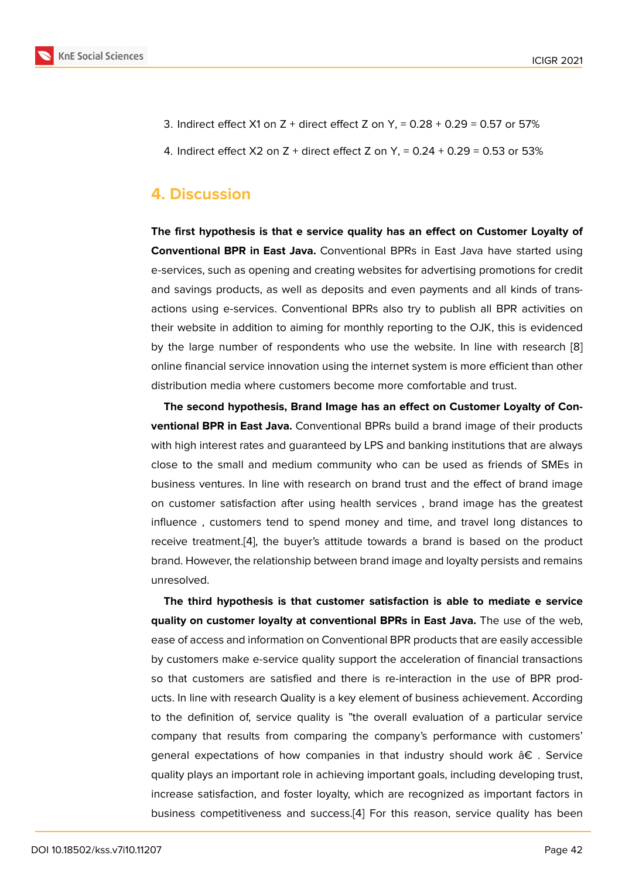3. Indirect effect X1 on Z + direct effect Z on Y, = 0.28 + 0.29 = 0.57 or 57%

4. Indirect effect X2 on Z + direct effect Z on Y, = 0.24 + 0.29 = 0.53 or 53%

## 4. Discussion

**The first hypothesis is that e service quality has an effect on Customer Loyalty of Conventional BPR in East Java.** Conventional BPRs in East Java have started using e-services, such as opening and creating websites for advertising promotions for credit and savings products, as well as deposits and even payments and all kinds of transactions using e-services. Conventional BPRs also try to publish all BPR activities on their website in addition to aiming for monthly reporting to the OJK, this is evidenced by the large number of respondents who use the website. In line with research [8] online financial service innovation using the internet system is more efficient than other distribution media where customers become more comfortable and trust.

**The second hypothesis, Brand Image has an effect on Customer Loyalty of Conventional BPR in East Java.** Conventional BPRs build a brand image of their products with high interest rates and guaranteed by LPS and banking institutions that are always close to the small and medium community who can be used as friends of SMEs in business ventures. In line with research on brand trust and the effect of brand image on customer satisfaction after using health services , brand image has the greatest influence , customers tend to spend money and time, and travel long distances to receive treatment.[4], the buyer's attitude towards a brand is based on the product brand. However, the relationship between brand image and loyalty persists and remains unresolved.

**The third hypothesis is that customer satisfaction is able to mediate e service quality on customer loyalty at conventional BPRs in East Java.** The use of the web, ease of access and information on Conventional BPR products that are easily accessible by customers make e-service quality support the acceleration of financial transactions so that customers are satisfied and there is re-interaction in the use of BPR products. In line with research Quality is a key element of business achievement. According to the definition of, service quality is "the overall evaluation of a particular service company that results from comparing the company's performance with customers' general expectations of how companies in that industry should work â€ . Service quality plays an important role in achieving important goals, including developing trust, increase satisfaction, and foster loyalty, which are recognized as important factors in business competitiveness and success.[4] For this reason, service quality has been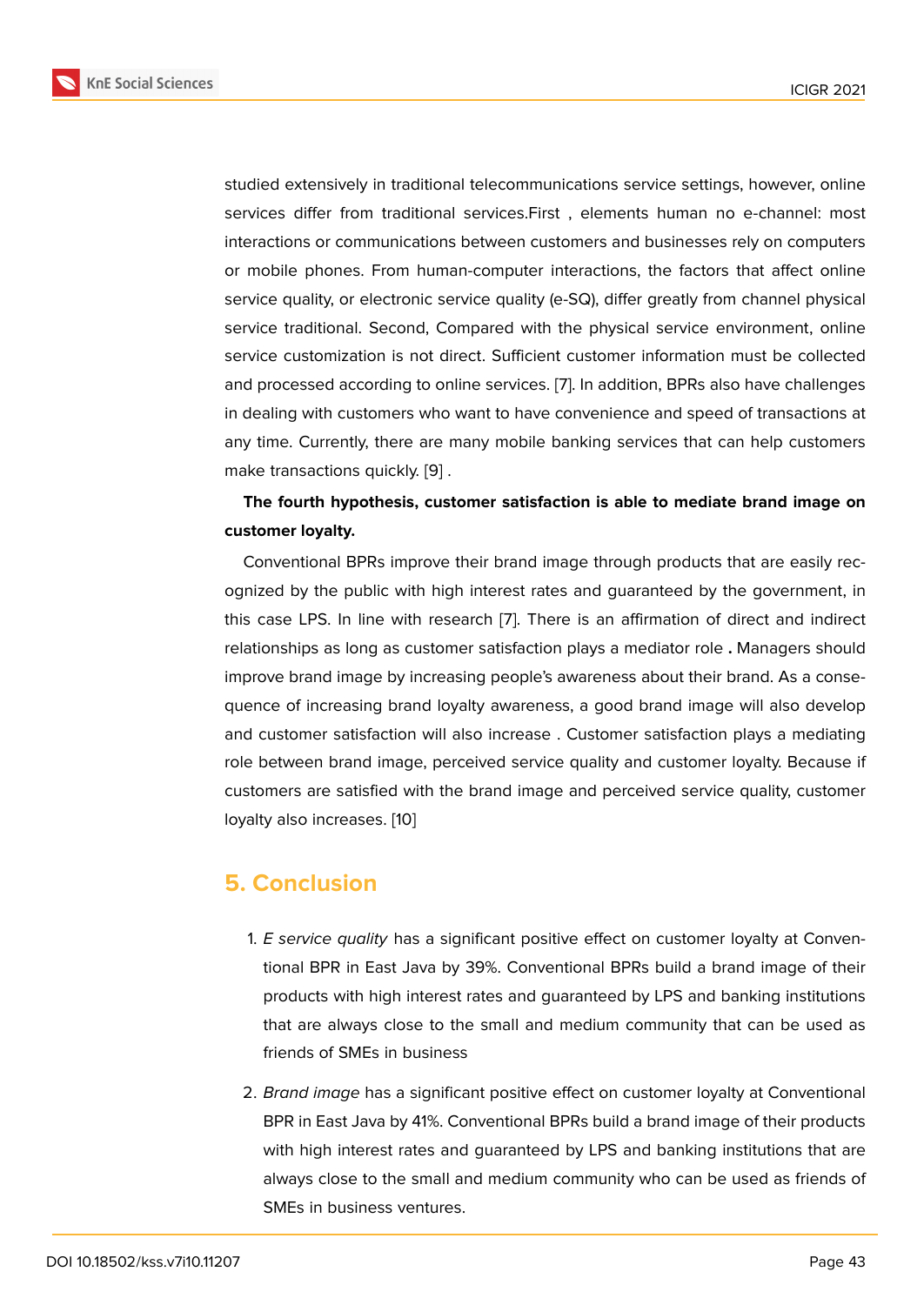studied extensively in traditional telecommunications service settings, however, online services differ from traditional services.First , elements human no e-channel: most interactions or communications between customers and businesses rely on computers or mobile phones. From human-computer interactions, the factors that affect online service quality, or electronic service quality (e-SQ), differ greatly from channel physical service traditional. Second, Compared with the physical service environment, online service customization is not direct. Sufficient customer information must be collected and processed according to online services. [7]. In addition, BPRs also have challenges in dealing with customers who want to have convenience and speed of transactions at any time. Currently, there are many mobile banking services that can help customers make transactions quickly. [9] .

**The fourth hypothesis, customer satisfaction is able to mediate brand image on customer loyalty.**

Conventional BPRs improve their brand image through products that are easily recognized by the public with high interest rates and guaranteed by the government, in this case LPS. In line with research [7]. There is an affirmation of direct and indirect relationships as long as customer satisfaction plays a mediator role **.** Managers should improve brand image by increasing people's awareness about their brand. As a consequence of increasing brand loyalty awareness, a good brand image will also develop and customer satisfaction will also increase . Customer satisfaction plays a mediating role between brand image, perceived service quality and customer loyalty. Because if customers are satisfied with the brand image and perceived service quality, customer loyalty also increases. [10]

## 5. Conclusion

1. *E service quality* has a significant positive effect on customer loyalty at Conventional BPR in East Java by 39%. Conventional BPRs build a brand image of their products with high interest rates and guaranteed by LPS and banking institutions that are always close to the small and medium community that can be used as friends of SMEs in business
2. *Brand image* has a significant positive effect on customer loyalty at Conventional BPR in East Java by 41%. Conventional BPRs build a brand image of their products with high interest rates and guaranteed by LPS and banking institutions that are always close to the small and medium community who can be used as friends of SMEs in business ventures.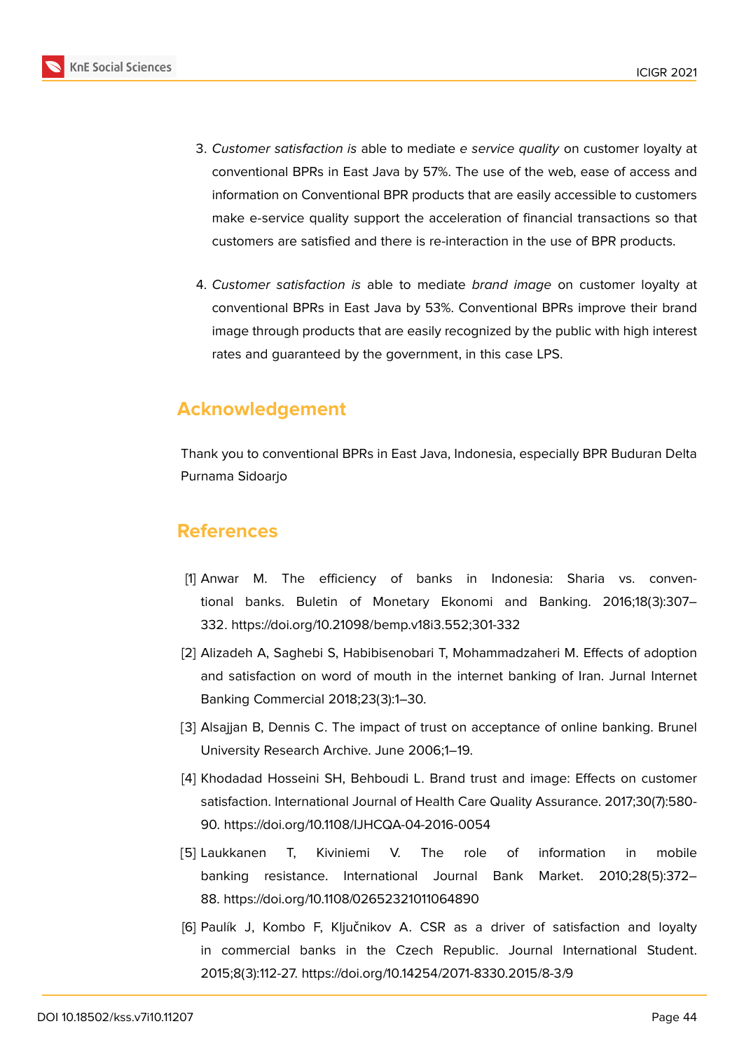3. *Customer satisfaction is* able to mediate *e service quality* on customer loyalty at conventional BPRs in East Java by 57%. The use of the web, ease of access and information on Conventional BPR products that are easily accessible to customers make e-service quality support the acceleration of financial transactions so that customers are satisfied and there is re-interaction in the use of BPR products.

4. *Customer satisfaction is* able to mediate *brand image* on customer loyalty at conventional BPRs in East Java by 53%. Conventional BPRs improve their brand image through products that are easily recognized by the public with high interest rates and guaranteed by the government, in this case LPS.

## Acknowledgement

Thank you to conventional BPRs in East Java, Indonesia, especially BPR Buduran Delta Purnama Sidoarjo

## References

[1] Anwar M. The efficiency of banks in Indonesia: Sharia vs. conventional banks. Buletin of Monetary Ekonomi and Banking. 2016;18(3):307–332. https://doi.org/10.21098/bemp.v18i3.552;301-332

[2] Alizadeh A, Saghebi S, Habibisenobari T, Mohammadzaheri M. Effects of adoption and satisfaction on word of mouth in the internet banking of Iran. Jurnal Internet Banking Commercial 2018;23(3):1–30.

[3] Alsajjan B, Dennis C. The impact of trust on acceptance of online banking. Brunel University Research Archive. June 2006;1–19.

[4] Khodadad Hosseini SH, Behboudi L. Brand trust and image: Effects on customer satisfaction. International Journal of Health Care Quality Assurance. 2017;30(7):580-90. https://doi.org/10.1108/IJHCQA-04-2016-0054

[5] Laukkanen T, Kiviniemi V. The role of information in mobile banking resistance. International Journal Bank Market. 2010;28(5):372–88. https://doi.org/10.1108/02652321011064890

[6] Paulík J, Kombo F, Ključnikov A. CSR as a driver of satisfaction and loyalty in commercial banks in the Czech Republic. Journal International Student. 2015;8(3):112-27. https://doi.org/10.14254/2071-8330.2015/8-3/9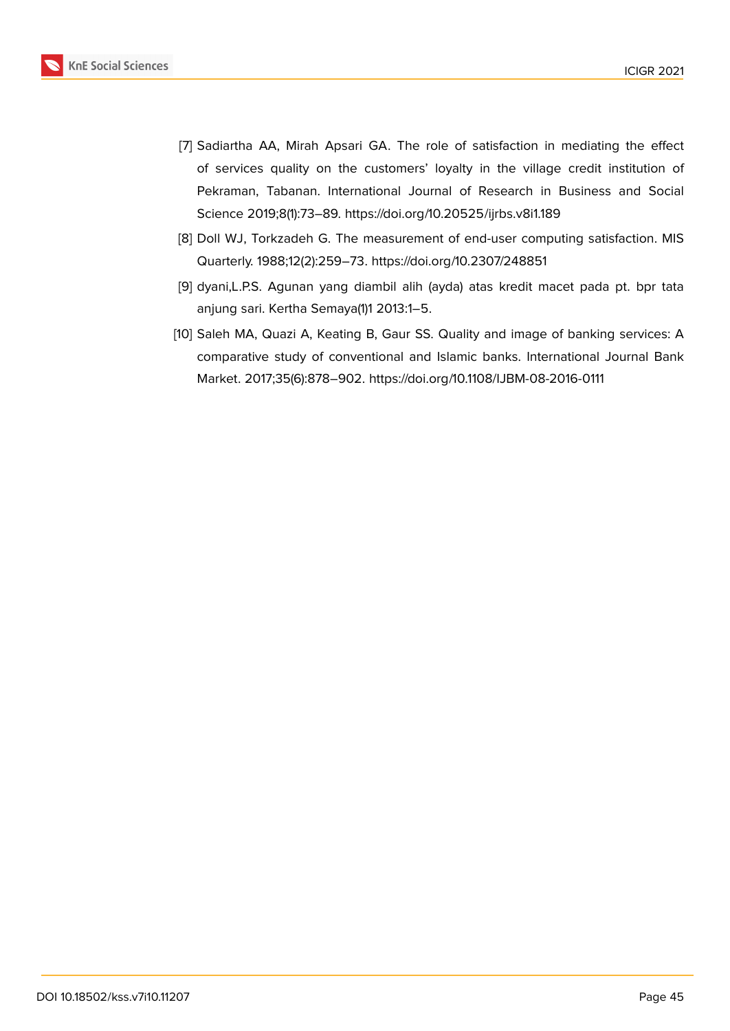[7] Sadiartha AA, Mirah Apsari GA. The role of satisfaction in mediating the effect of services quality on the customers' loyalty in the village credit institution of Pekraman, Tabanan. International Journal of Research in Business and Social Science 2019;8(1):73–89. https://doi.org/10.20525/ijrbs.v8i1.189

[8] Doll WJ, Torkzadeh G. The measurement of end-user computing satisfaction. MIS Quarterly. 1988;12(2):259–73. https://doi.org/10.2307/248851

[9] dyani,L.P.S. Agunan yang diambil alih (ayda) atas kredit macet pada pt. bpr tata anjung sari. Kertha Semaya(1)1 2013:1–5.

[10] Saleh MA, Quazi A, Keating B, Gaur SS. Quality and image of banking services: A comparative study of conventional and Islamic banks. International Journal Bank Market. 2017;35(6):878–902. https://doi.org/10.1108/IJBM-08-2016-0111